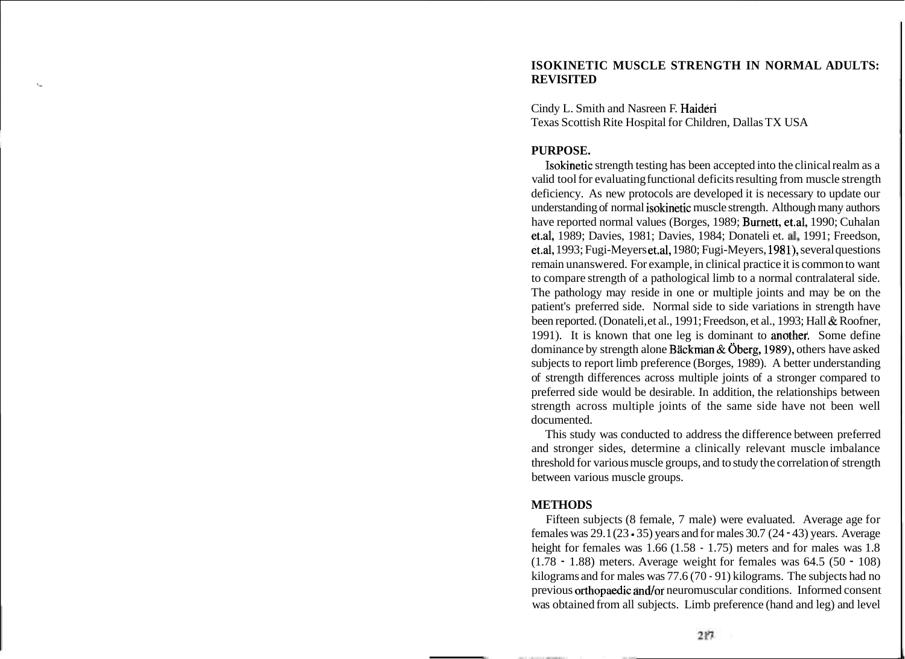# ISOKINETIC MUSCLE STRENGTH IN NORMAL ADULTS: REVISITED

Cindy L. Smith and Nasreen F. Haideri
Texas Scottish Rite Hospital for Children, Dallas TX USA

## PURPOSE.

Isokinetic strength testing has been accepted into the clinical realm as a valid tool for evaluating functional deficits resulting from muscle strength deficiency. As new protocols are developed it is necessary to update our understanding of normal isokinetic muscle strength. Although many authors have reported normal values (Borges, 1989; Burnett, et.al, 1990; Cuhalan et.al, 1989; Davies, 1981; Davies, 1984; Donateli et. al, 1991; Freedson, et.al, 1993; Fugi-Meyers et.al, 1980; Fugi-Meyers, 1981), several questions remain unanswered. For example, in clinical practice it is common to want to compare strength of a pathological limb to a normal contralateral side. The pathology may reside in one or multiple joints and may be on the patient's preferred side. Normal side to side variations in strength have been reported. (Donateli, et al., 1991; Freedson, et al., 1993; Hall & Roofner, 1991). It is known that one leg is dominant to another. Some define dominance by strength alone Bäckman & Öberg, 1989), others have asked subjects to report limb preference (Borges, 1989). A better understanding of strength differences across multiple joints of a stronger compared to preferred side would be desirable. In addition, the relationships between strength across multiple joints of the same side have not been well documented.

This study was conducted to address the difference between preferred and stronger sides, determine a clinically relevant muscle imbalance threshold for various muscle groups, and to study the correlation of strength between various muscle groups.

## METHODS

Fifteen subjects (8 female, 7 male) were evaluated. Average age for females was 29.1 (23 - 35) years and for males 30.7 (24 - 43) years. Average height for females was 1.66 (1.58 - 1.75) meters and for males was 1.8 (1.78 - 1.88) meters. Average weight for females was 64.5 (50 - 108) kilograms and for males was 77.6 (70 - 91) kilograms. The subjects had no previous orthopaedic and/or neuromuscular conditions. Informed consent was obtained from all subjects. Limb preference (hand and leg) and level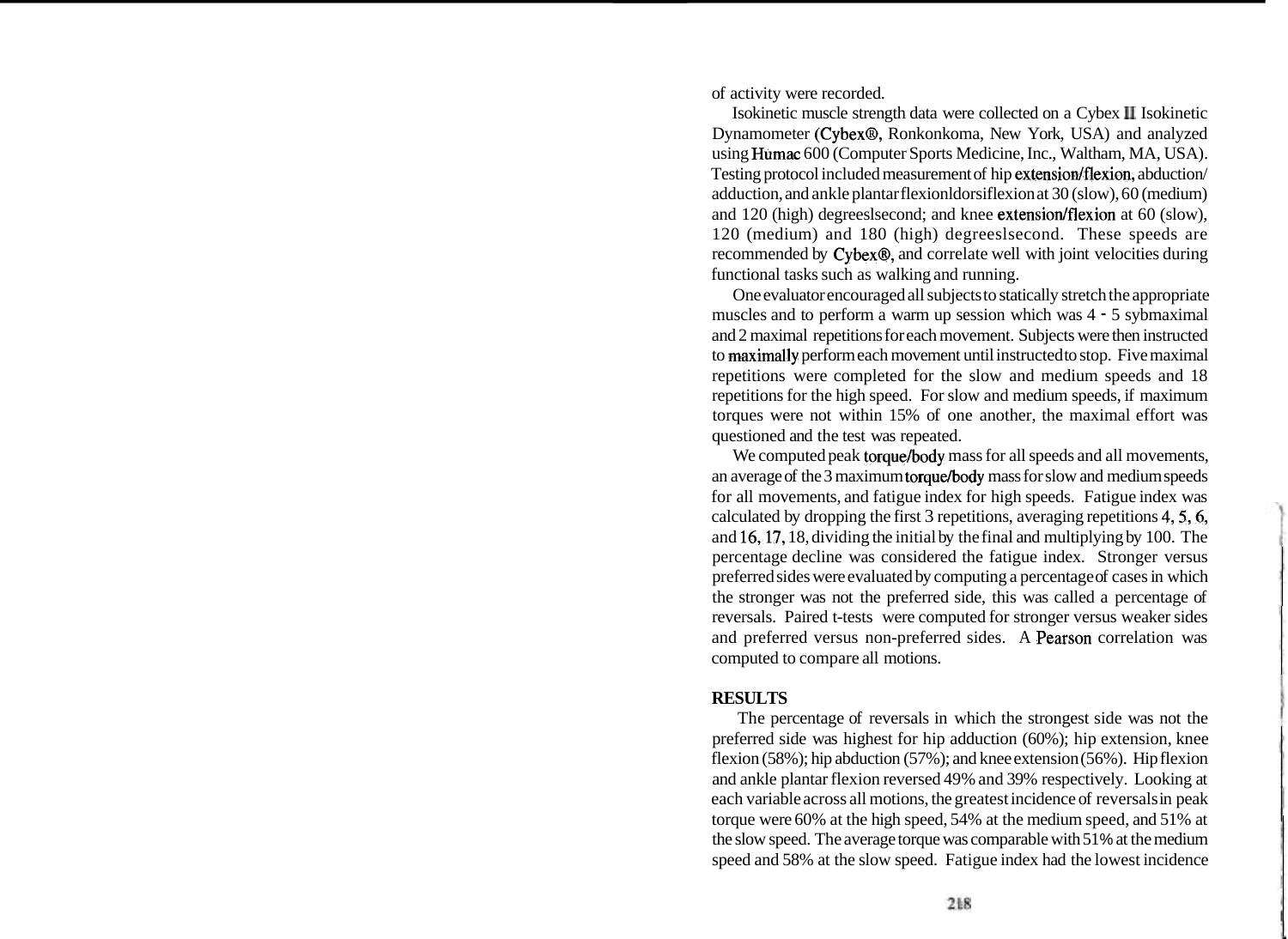of activity were recorded.

Isokinetic muscle strength data were collected on a Cybex II Isokinetic Dynamometer (Cybex®, Ronkonkoma, New York, USA) and analyzed using Humac 600 (Computer Sports Medicine, Inc., Waltham, MA, USA). Testing protocol included measurement of hip extension/flexion, abduction/adduction, and ankle plantar flexionldorsiflexion at 30 (slow), 60 (medium) and 120 (high) degreeslsecond; and knee extension/flexion at 60 (slow), 120 (medium) and 180 (high) degreeslsecond. These speeds are recommended by Cybex®, and correlate well with joint velocities during functional tasks such as walking and running.

One evaluator encouraged all subjects to statically stretch the appropriate muscles and to perform a warm up session which was 4 - 5 sybmaximal and 2 maximal repetitions for each movement. Subjects were then instructed to maximally perform each movement until instructed to stop. Five maximal repetitions were completed for the slow and medium speeds and 18 repetitions for the high speed. For slow and medium speeds, if maximum torques were not within 15% of one another, the maximal effort was questioned and the test was repeated.

We computed peak torque/body mass for all speeds and all movements, an average of the 3 maximum torque/body mass for slow and medium speeds for all movements, and fatigue index for high speeds. Fatigue index was calculated by dropping the first 3 repetitions, averaging repetitions 4, 5, 6, and 16, 17, 18, dividing the initial by the final and multiplying by 100. The percentage decline was considered the fatigue index. Stronger versus preferred sides were evaluated by computing a percentage of cases in which the stronger was not the preferred side, this was called a percentage of reversals. Paired t-tests were computed for stronger versus weaker sides and preferred versus non-preferred sides. A Pearson correlation was computed to compare all motions.

**RESULTS**

The percentage of reversals in which the strongest side was not the preferred side was highest for hip adduction (60%); hip extension, knee flexion (58%); hip abduction (57%); and knee extension (56%). Hip flexion and ankle plantar flexion reversed 49% and 39% respectively. Looking at each variable across all motions, the greatest incidence of reversals in peak torque were 60% at the high speed, 54% at the medium speed, and 51% at the slow speed. The average torque was comparable with 51% at the medium speed and 58% at the slow speed. Fatigue index had the lowest incidence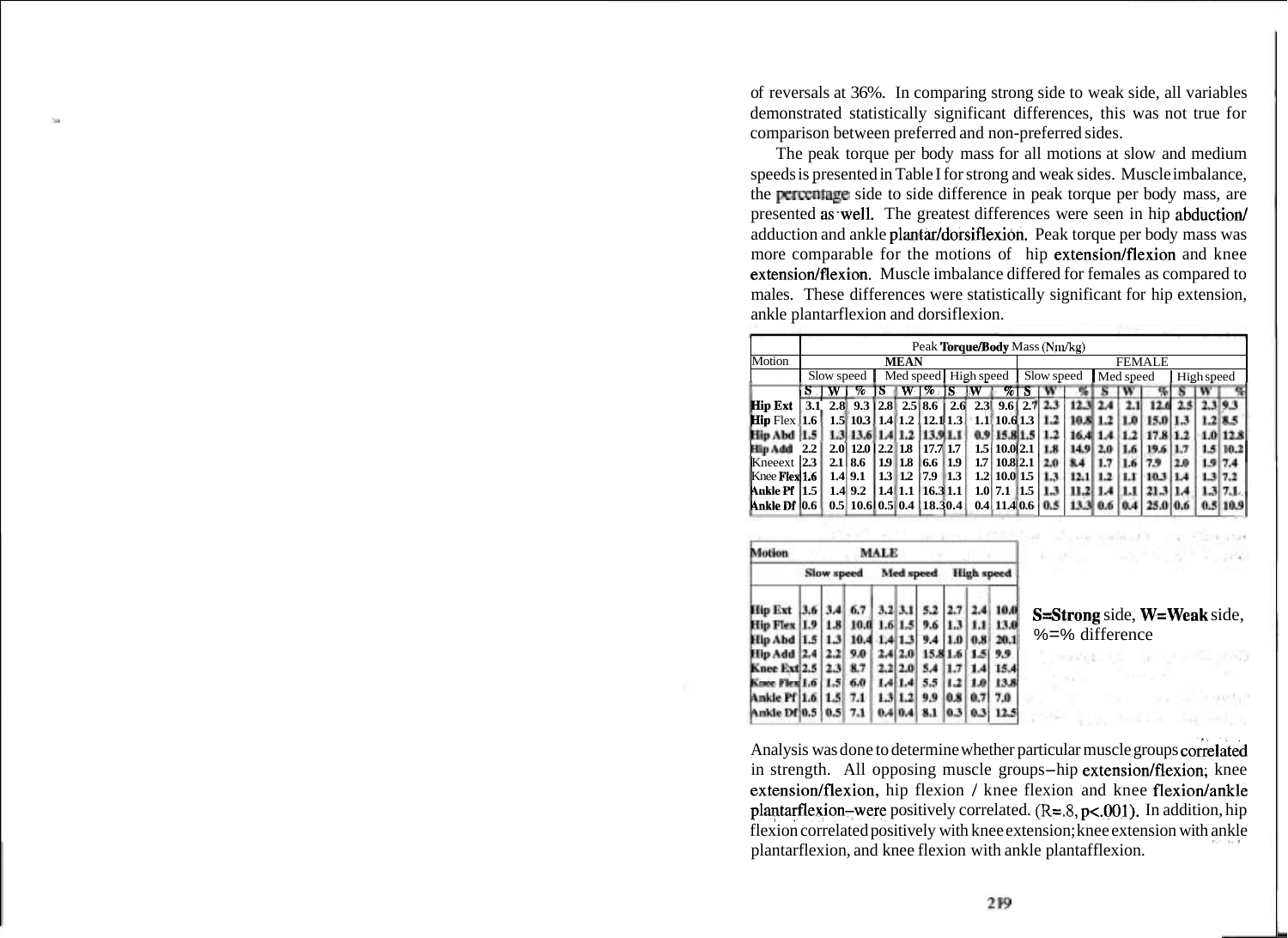of reversals at 36%. In comparing strong side to weak side, all variables demonstrated statistically significant differences, this was not true for comparison between preferred and non-preferred sides.

The peak torque per body mass for all motions at slow and medium speeds is presented in Table I for strong and weak sides. Muscle imbalance, the percentage side to side difference in peak torque per body mass, are presented as well. The greatest differences were seen in hip abduction/adduction and ankle plantar/dorsiflexion. Peak torque per body mass was more comparable for the motions of hip extension/flexion and knee extension/flexion. Muscle imbalance differed for females as compared to males. These differences were statistically significant for hip extension, ankle plantarflexion and dorsiflexion.

| Motion | Peak Torque/Body Mass (Nm/kg) | | | | | | | | | | | | | | | | | |
|---|---|---|---|---|---|---|---|---|---|---|---|---|---|---|---|---|---|---|
| | MEAN | | | | | | | | | FEMALE | | | | | | | | |
| | Slow speed | | | Med speed | | | High speed | | | Slow speed | | | Med speed | | | High speed | | |
| | S | W | % | S | W | % | S | W | % | S | W | % | S | W | % | S | W | % |
| **Hip Ext** | 3.1 | 2.8 | 9.3 | 2.8 | 2.5 | 8.6 | 2.6 | 2.3 | 9.6 | 2.7 | 2.3 | 12.3 | 2.4 | 2.1 | 12.4 | 2.5 | 2.3 | 9.3 |
| **Hip** Flex | 1.6 | 1.5 | 10.3 | 1.4 | 1.2 | 12.1 | 1.3 | 1.1 | 10.6 | 1.3 | 1.2 | 10.8 | 1.2 | 1.0 | 15.0 | 1.3 | 1.2 | 8.5 |
| **Hip Abd** | 1.5 | 1.3 | 13.6 | 1.4 | 1.2 | 13.9 | 1.1 | 0.9 | 15.8 | 1.5 | 1.2 | 16.4 | 1.4 | 1.2 | 17.8 | 1.2 | 1.0 | 12.8 |
| **Hip Add** | 2.2 | 2.0 | 12.0 | 2.2 | 1.8 | 17.7 | 1.7 | 1.5 | 10.0 | 2.1 | 1.8 | 14.9 | 2.0 | 1.6 | 19.6 | 1.7 | 1.5 | 10.2 |
| Kneeext | 2.3 | 2.1 | 8.6 | 1.9 | 1.8 | 6.6 | 1.9 | 1.7 | 10.8 | 2.1 | 2.0 | 8.4 | 1.7 | 1.6 | 7.9 | 2.0 | 1.9 | 7.4 |
| Knee **Flex** | 1.6 | 1.4 | 9.1 | 1.3 | 1.2 | 7.9 | 1.3 | 1.2 | 10.0 | 1.5 | 1.3 | 12.1 | 1.2 | 1.1 | 10.3 | 1.4 | 1.3 | 7.2 |
| **Ankle Pf** | 1.5 | 1.4 | 9.2 | 1.4 | 1.1 | 16.3 | 1.1 | 1.0 | 7.1 | 1.5 | 1.3 | 11.2 | 1.4 | 1.1 | 21.3 | 1.4 | 1.3 | 7.1 |
| **Ankle Df** | 0.6 | 0.5 | 10.6 | 0.5 | 0.4 | 18.3 | 0.4 | 0.4 | 11.4 | 0.6 | 0.5 | 13.3 | 0.6 | 0.4 | 25.0 | 0.6 | 0.5 | 10.9 |

| Motion | MALE | | | | | | | | |
|---|---|---|---|---|---|---|---|---|---|
| | Slow speed | | | Med speed | | | High speed | | |
| **Hip Ext** | 3.6 | 3.4 | 6.7 | 3.2 | 3.1 | 5.2 | 2.7 | 2.4 | 10.0 |
| **Hip Flex** | 1.9 | 1.8 | 10.0 | 1.6 | 1.5 | 9.6 | 1.3 | 1.1 | 13.0 |
| **Hip Abd** | 1.5 | 1.3 | 10.4 | 1.4 | 1.3 | 9.4 | 1.0 | 0.8 | 20.1 |
| **Hip Add** | 2.4 | 2.2 | 9.0 | 2.4 | 2.0 | 15.8 | 1.6 | 1.5 | 9.9 |
| **Knee Ext** | 2.5 | 2.3 | 8.7 | 2.2 | 2.0 | 5.4 | 1.7 | 1.4 | 15.4 |
| **Knee Flex** | 1.6 | 1.5 | 6.0 | 1.4 | 1.4 | 5.5 | 1.2 | 1.0 | 13.8 |
| **Ankle Pf** | 1.6 | 1.5 | 7.1 | 1.3 | 1.2 | 9.9 | 0.8 | 0.7 | 7.0 |
| **Ankle Df** | 0.5 | 0.5 | 7.1 | 0.4 | 0.4 | 8.1 | 0.3 | 0.3 | 12.5 |

**S**=**Strong** side, **W**=**Weak** side, %=% difference

Analysis was done to determine whether particular muscle groups correlated in strength. All opposing muscle groups–hip extension/flexion; knee extension/flexion, hip flexion / knee flexion and knee flexion/ankle plantarflexion–were positively correlated. ($R=.8$, $p<.001$). In addition, hip flexion correlated positively with knee extension; knee extension with ankle plantarflexion, and knee flexion with ankle plantafflexion.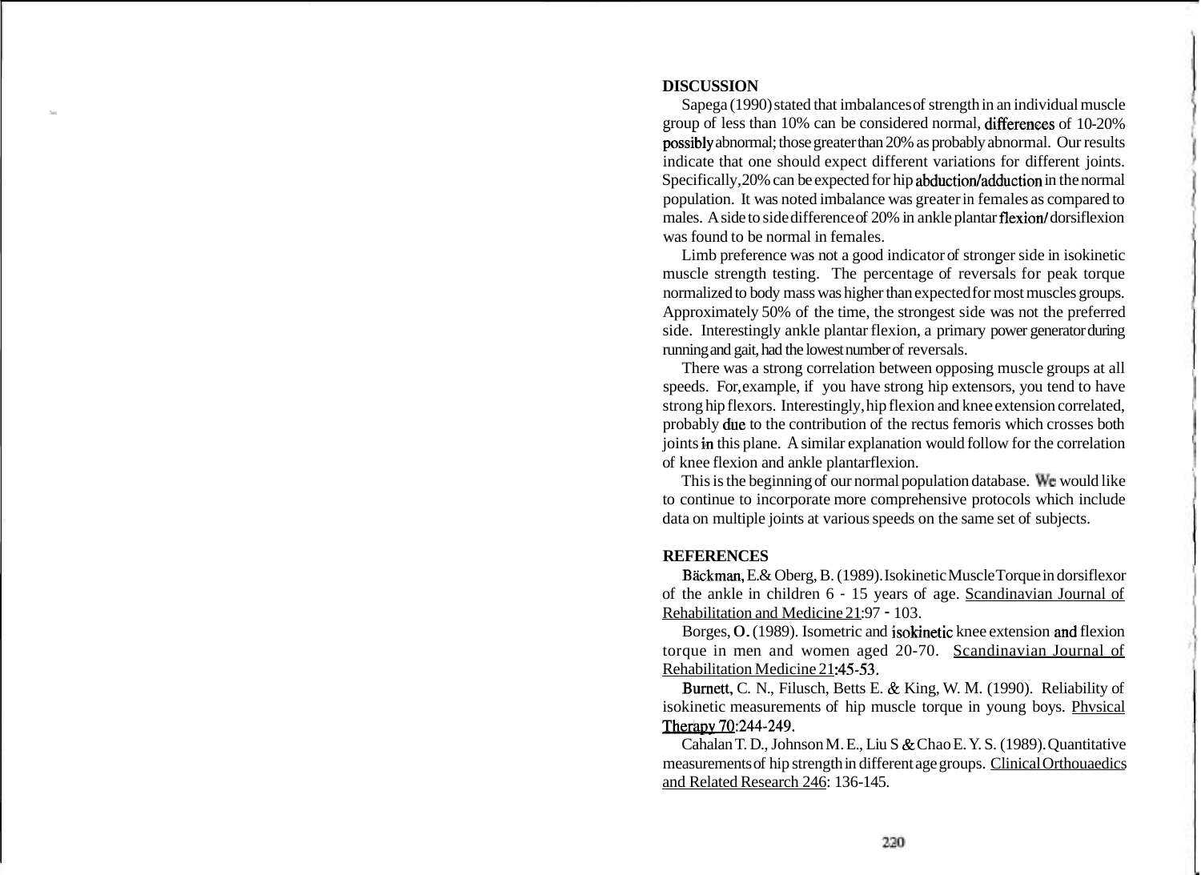## DISCUSSION

Sapega (1990) stated that imbalances of strength in an individual muscle group of less than 10% can be considered normal, differences of 10-20% possibly abnormal; those greater than 20% as probably abnormal. Our results indicate that one should expect different variations for different joints. Specifically, 20% can be expected for hip abduction/adduction in the normal population. It was noted imbalance was greater in females as compared to males. A side to side difference of 20% in ankle plantar flexion/ dorsiflexion was found to be normal in females.

Limb preference was not a good indicator of stronger side in isokinetic muscle strength testing. The percentage of reversals for peak torque normalized to body mass was higher than expected for most muscles groups. Approximately 50% of the time, the strongest side was not the preferred side. Interestingly ankle plantar flexion, a primary power generator during running and gait, had the lowest number of reversals.

There was a strong correlation between opposing muscle groups at all speeds. For, example, if you have strong hip extensors, you tend to have strong hip flexors. Interestingly, hip flexion and knee extension correlated, probably due to the contribution of the rectus femoris which crosses both joints in this plane. A similar explanation would follow for the correlation of knee flexion and ankle plantarflexion.

This is the beginning of our normal population database. We would like to continue to incorporate more comprehensive protocols which include data on multiple joints at various speeds on the same set of subjects.

## REFERENCES

Bäckman, E.& Oberg, B. (1989). Isokinetic Muscle Torque in dorsiflexor of the ankle in children 6 - 15 years of age. Scandinavian Journal of Rehabilitation and Medicine 21:97 - 103.

Borges, O. (1989). Isometric and isokinetic knee extension and flexion torque in men and women aged 20-70. Scandinavian Journal of Rehabilitation Medicine 21:45-53.

Burnett, C. N., Filusch, Betts E. & King, W. M. (1990). Reliability of isokinetic measurements of hip muscle torque in young boys. Phvsical Therapy 70:244-249.

Cahalan T. D., Johnson M. E., Liu S & Chao E. Y. S. (1989). Quantitative measurements of hip strength in different age groups. Clinical Orthouaedics and Related Research 246: 136-145.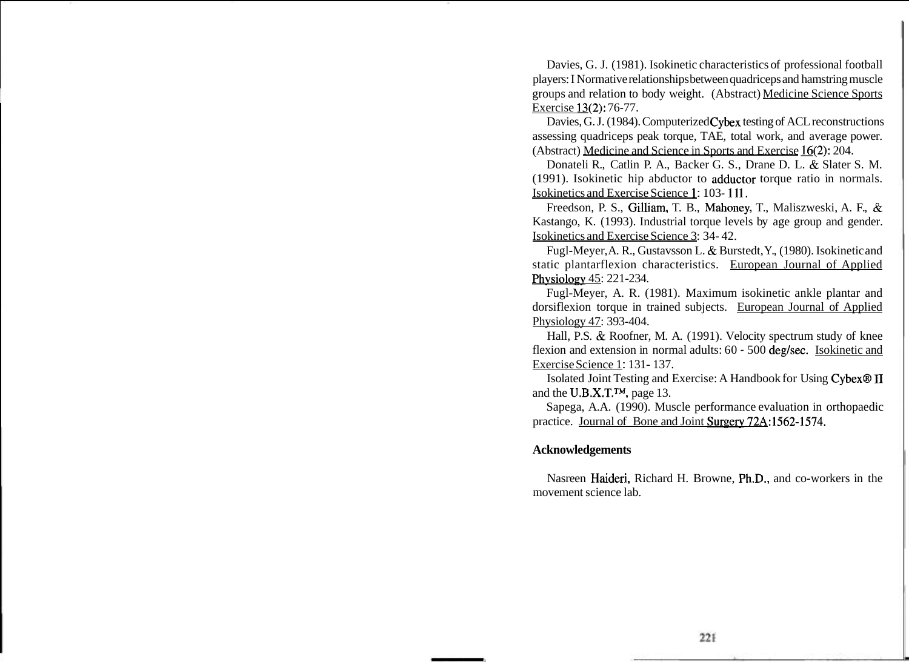Davies, G. J. (1981). Isokinetic characteristics of professional football players: I Normative relationships between quadriceps and hamstring muscle groups and relation to body weight. (Abstract) Medicine Science Sports Exercise 13(2): 76-77.

Davies, G. J. (1984). Computerized Cybex testing of ACL reconstructions assessing quadriceps peak torque, TAE, total work, and average power. (Abstract) Medicine and Science in Sports and Exercise 16(2): 204.

Donateli R., Catlin P. A., Backer G. S., Drane D. L. & Slater S. M. (1991). Isokinetic hip abductor to adductor torque ratio in normals. Isokinetics and Exercise Science 1: 103-111.

Freedson, P. S., Gilliam, T. B., Mahoney, T., Maliszweski, A. F., & Kastango, K. (1993). Industrial torque levels by age group and gender. Isokinetics and Exercise Science 3: 34-42.

Fugl-Meyer, A. R., Gustavsson L. & Burstedt, Y., (1980). Isokinetic and static plantarflexion characteristics. European Journal of Applied Physiology 45: 221-234.

Fugl-Meyer, A. R. (1981). Maximum isokinetic ankle plantar and dorsiflexion torque in trained subjects. European Journal of Applied Physiology 47: 393-404.

Hall, P.S. & Roofner, M. A. (1991). Velocity spectrum study of knee flexion and extension in normal adults: 60 - 500 deg/sec. Isokinetic and Exercise Science 1: 131-137.

Isolated Joint Testing and Exercise: A Handbook for Using Cybex® II and the U.B.X.T.™, page 13.

Sapega, A.A. (1990). Muscle performance evaluation in orthopaedic practice. Journal of Bone and Joint Surgery 72A:1562-1574.

**Acknowledgements**

Nasreen Haideri, Richard H. Browne, Ph.D., and co-workers in the movement science lab.